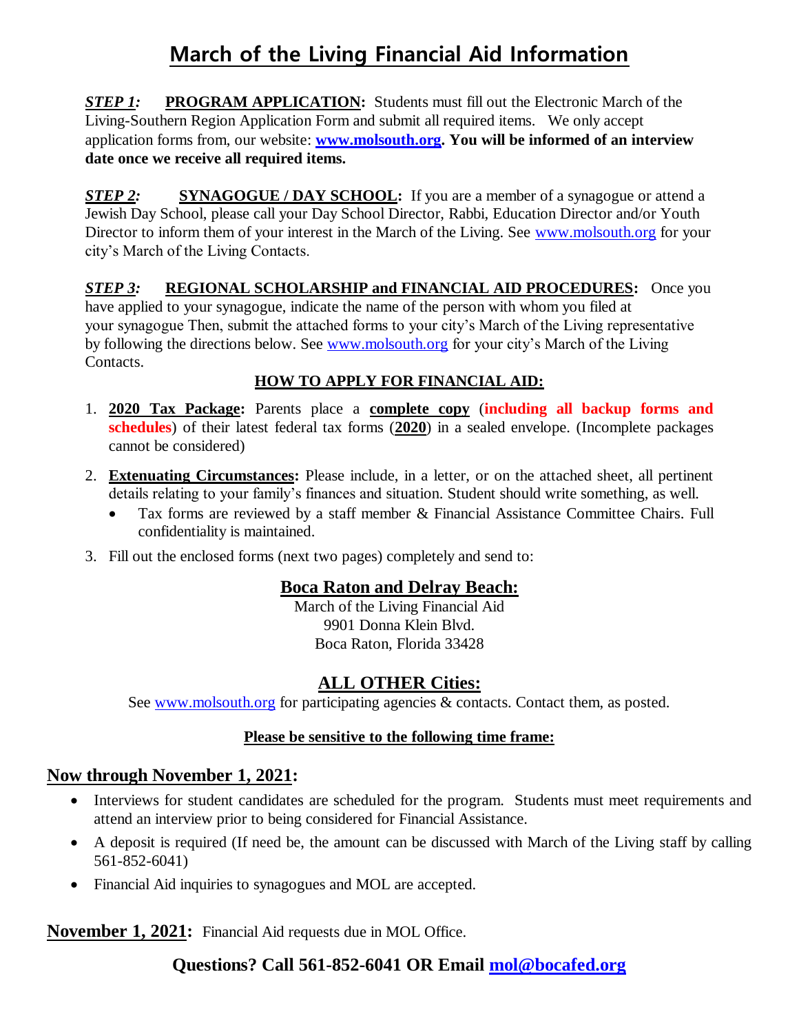# March of the Living Financial Aid Information

***STEP 1:*** **PROGRAM APPLICATION:** Students must fill out the Electronic March of the Living-Southern Region Application Form and submit all required items. We only accept application forms from, our website: **www.molsouth.org. You will be informed of an interview date once we receive all required items.**

***STEP 2:*** **SYNAGOGUE / DAY SCHOOL:** If you are a member of a synagogue or attend a Jewish Day School, please call your Day School Director, Rabbi, Education Director and/or Youth Director to inform them of your interest in the March of the Living. See www.molsouth.org for your city's March of the Living Contacts.

***STEP 3:*** **REGIONAL SCHOLARSHIP and FINANCIAL AID PROCEDURES:** Once you have applied to your synagogue, indicate the name of the person with whom you filed at your synagogue Then, submit the attached forms to your city's March of the Living representative by following the directions below. See www.molsouth.org for your city's March of the Living Contacts.

**HOW TO APPLY FOR FINANCIAL AID:**

1. **2020 Tax Package:** Parents place a **complete copy** (**including all backup forms and schedules**) of their latest federal tax forms (**2020**) in a sealed envelope. (Incomplete packages cannot be considered)
2. **Extenuating Circumstances:** Please include, in a letter, or on the attached sheet, all pertinent details relating to your family's finances and situation. Student should write something, as well.
   - Tax forms are reviewed by a staff member & Financial Assistance Committee Chairs. Full confidentiality is maintained.
3. Fill out the enclosed forms (next two pages) completely and send to:

**Boca Raton and Delray Beach:**

March of the Living Financial Aid
9901 Donna Klein Blvd.
Boca Raton, Florida 33428

**ALL OTHER Cities:**

See www.molsouth.org for participating agencies & contacts. Contact them, as posted.

**Please be sensitive to the following time frame:**

**Now through November 1, 2021:**

- Interviews for student candidates are scheduled for the program. Students must meet requirements and attend an interview prior to being considered for Financial Assistance.
- A deposit is required (If need be, the amount can be discussed with March of the Living staff by calling 561-852-6041)
- Financial Aid inquiries to synagogues and MOL are accepted.

**November 1, 2021:** Financial Aid requests due in MOL Office.

**Questions? Call 561-852-6041 OR Email mol@bocafed.org**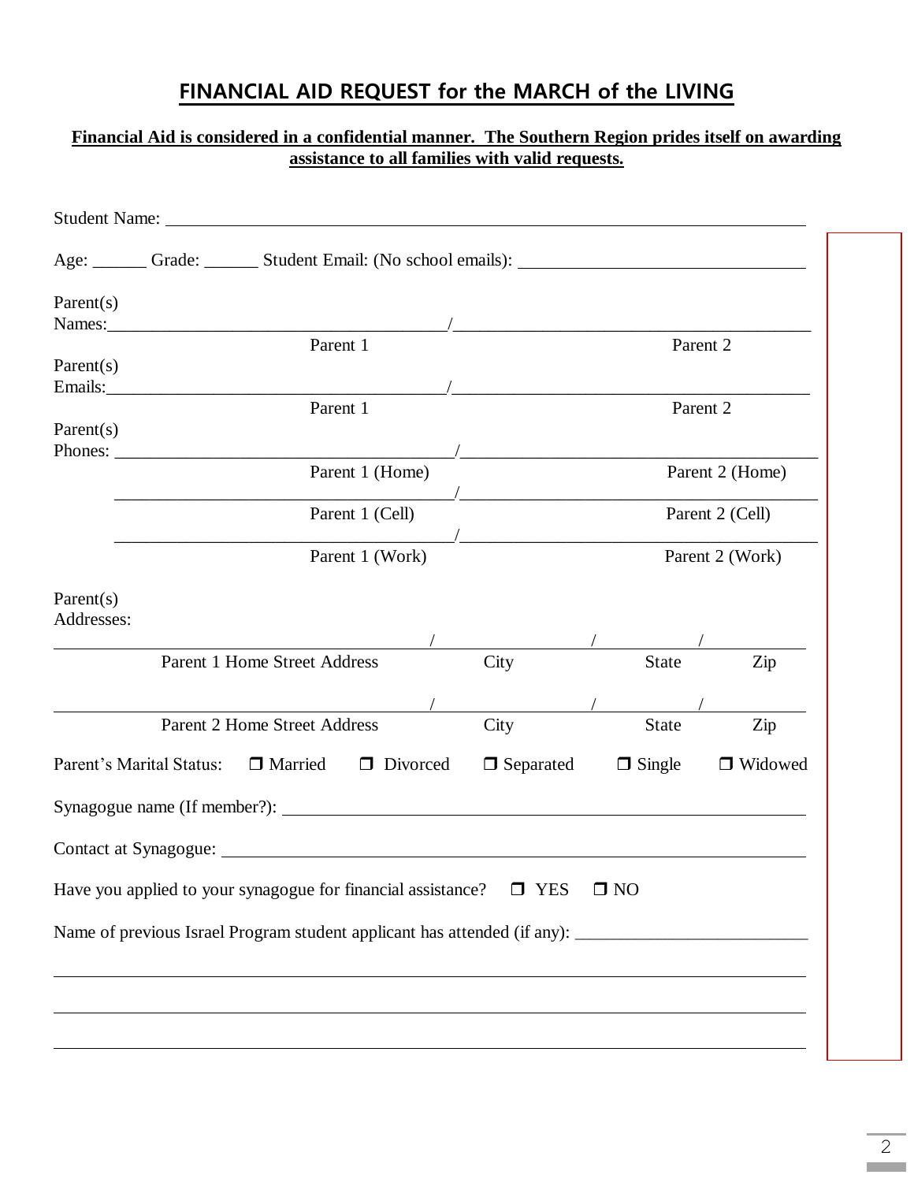# FINANCIAL AID REQUEST for the MARCH of the LIVING

**Financial Aid is considered in a confidential manner. The Southern Region prides itself on awarding assistance to all families with valid requests.**

Student Name: ____________________________________________

Age: ______ Grade: ______ Student Email: (No school emails): ______________________________

Parent(s) Names: ______________________ / ______________________
Parent 1 / Parent 2

Parent(s) Emails: ______________________ / ______________________
Parent 1 / Parent 2

Parent(s) Phones: ______________________ / ______________________
Parent 1 (Home) / Parent 2 (Home)

______________________ / ______________________
Parent 1 (Cell) / Parent 2 (Cell)

______________________ / ______________________
Parent 1 (Work) / Parent 2 (Work)

Parent(s) Addresses:

______________________ / __________ / __________ / __________
Parent 1 Home Street Address / City / State / Zip

______________________ / __________ / __________ / __________
Parent 2 Home Street Address / City / State / Zip

Parent's Marital Status: ☐ Married ☐ Divorced ☐ Separated ☐ Single ☐ Widowed

Synagogue name (If member?): ______________________________________

Contact at Synagogue: ______________________________________

Have you applied to your synagogue for financial assistance? ☐ YES ☐ NO

Name of previous Israel Program student applicant has attended (if any): __________________________

______________________________________________________________

______________________________________________________________

______________________________________________________________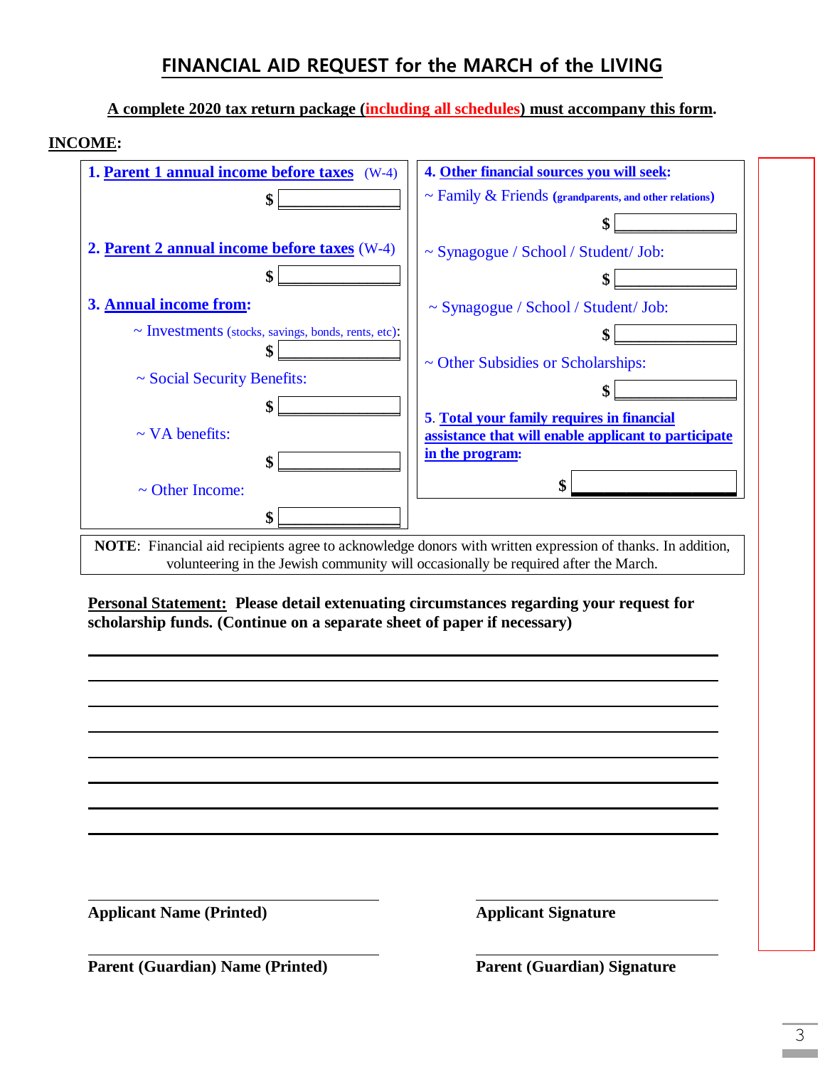# FINANCIAL AID REQUEST for the MARCH of the LIVING

**A complete 2020 tax return package (including all schedules) must accompany this form.**

**INCOME:**

**1. Parent 1 annual income before taxes** (W-4)

$ ______________

**2. Parent 2 annual income before taxes** (W-4)

$ ______________

**3. Annual income from:**

~ Investments (stocks, savings, bonds, rents, etc):

$ ______________

~ Social Security Benefits:

$ ______________

~ VA benefits:

$ ______________

~ Other Income:

$ ______________

**4. Other financial sources you will seek:**

~ Family & Friends **(grandparents, and other relations)**

$ ______________

~ Synagogue / School / Student/ Job:

$ ______________

~ Synagogue / School / Student/ Job:

$ ______________

~ Other Subsidies or Scholarships:

$ ______________

**5. Total your family requires in financial assistance that will enable applicant to participate in the program:**

$ ______________

**NOTE**: Financial aid recipients agree to acknowledge donors with written expression of thanks. In addition, volunteering in the Jewish community will occasionally be required after the March.

**Personal Statement: Please detail extenuating circumstances regarding your request for scholarship funds. (Continue on a separate sheet of paper if necessary)**

______________________________________________________________________

______________________________________________________________________

______________________________________________________________________

______________________________________________________________________

______________________________________________________________________

______________________________________________________________________

______________________________________________________________________

______________________________________________________________________

______________________________ ______________________________

**Applicant Name (Printed)** **Applicant Signature**

______________________________ ______________________________

**Parent (Guardian) Name (Printed)** **Parent (Guardian) Signature**